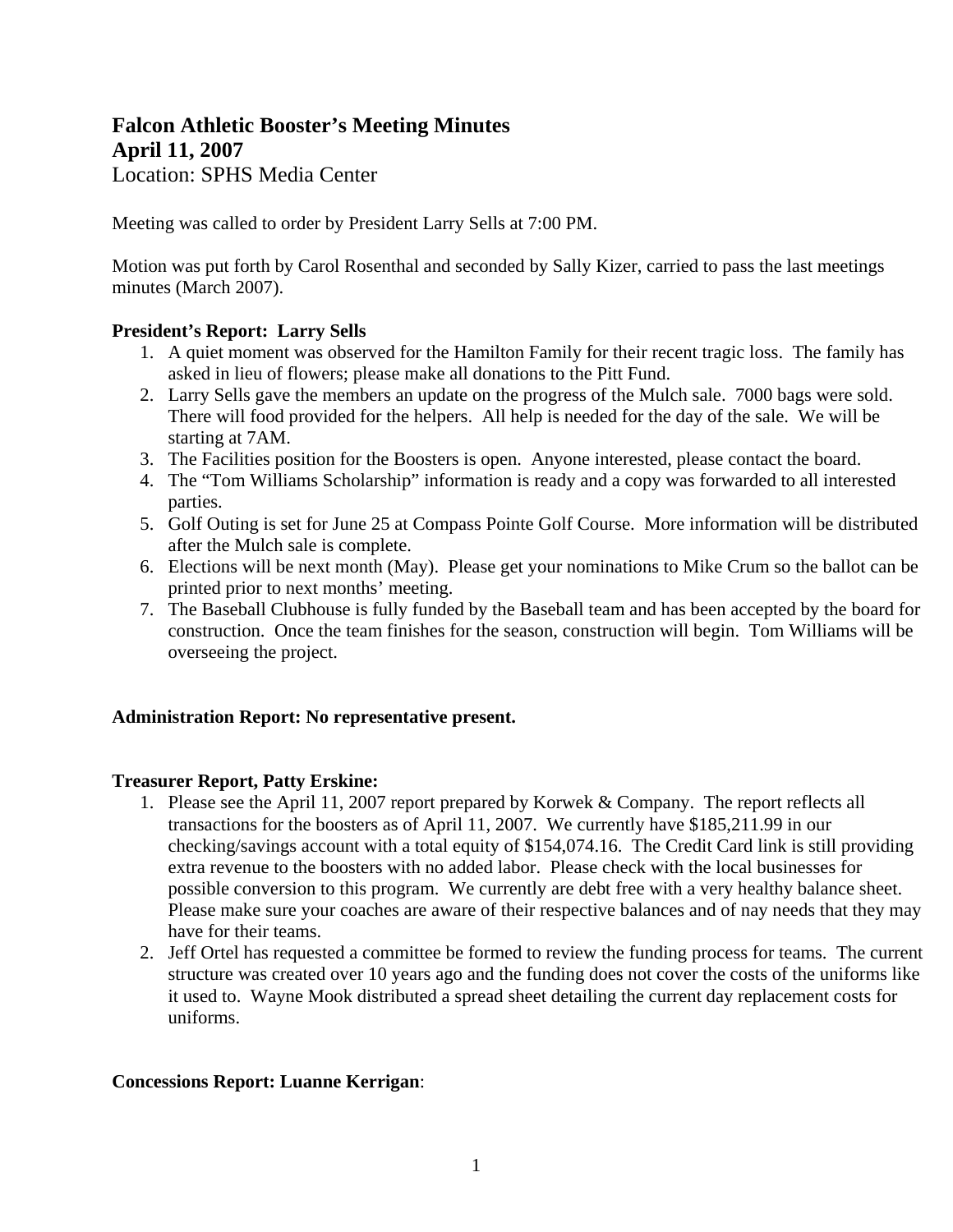# Falcon Athletic Booster's Meeting Minutes
## April 11, 2007

Location: SPHS Media Center

Meeting was called to order by President Larry Sells at 7:00 PM.

Motion was put forth by Carol Rosenthal and seconded by Sally Kizer, carried to pass the last meetings minutes (March 2007).

**President's Report: Larry Sells**

1. A quiet moment was observed for the Hamilton Family for their recent tragic loss. The family has asked in lieu of flowers; please make all donations to the Pitt Fund.
2. Larry Sells gave the members an update on the progress of the Mulch sale. 7000 bags were sold. There will food provided for the helpers. All help is needed for the day of the sale. We will be starting at 7AM.
3. The Facilities position for the Boosters is open. Anyone interested, please contact the board.
4. The "Tom Williams Scholarship" information is ready and a copy was forwarded to all interested parties.
5. Golf Outing is set for June 25 at Compass Pointe Golf Course. More information will be distributed after the Mulch sale is complete.
6. Elections will be next month (May). Please get your nominations to Mike Crum so the ballot can be printed prior to next months' meeting.
7. The Baseball Clubhouse is fully funded by the Baseball team and has been accepted by the board for construction. Once the team finishes for the season, construction will begin. Tom Williams will be overseeing the project.

**Administration Report: No representative present.**

**Treasurer Report, Patty Erskine:**

1. Please see the April 11, 2007 report prepared by Korwek & Company. The report reflects all transactions for the boosters as of April 11, 2007. We currently have $185,211.99 in our checking/savings account with a total equity of $154,074.16. The Credit Card link is still providing extra revenue to the boosters with no added labor. Please check with the local businesses for possible conversion to this program. We currently are debt free with a very healthy balance sheet. Please make sure your coaches are aware of their respective balances and of nay needs that they may have for their teams.
2. Jeff Ortel has requested a committee be formed to review the funding process for teams. The current structure was created over 10 years ago and the funding does not cover the costs of the uniforms like it used to. Wayne Mook distributed a spread sheet detailing the current day replacement costs for uniforms.

**Concessions Report: Luanne Kerrigan**: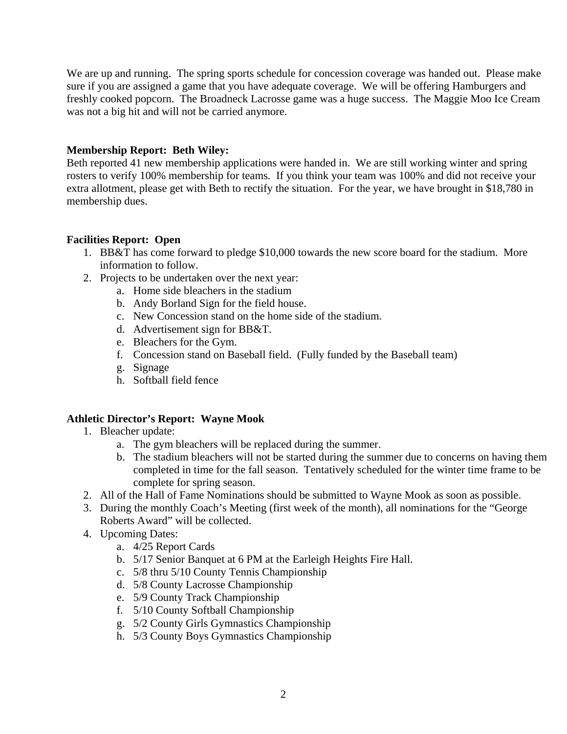We are up and running. The spring sports schedule for concession coverage was handed out. Please make sure if you are assigned a game that you have adequate coverage. We will be offering Hamburgers and freshly cooked popcorn. The Broadneck Lacrosse game was a huge success. The Maggie Moo Ice Cream was not a big hit and will not be carried anymore.

**Membership Report: Beth Wiley:**
Beth reported 41 new membership applications were handed in. We are still working winter and spring rosters to verify 100% membership for teams. If you think your team was 100% and did not receive your extra allotment, please get with Beth to rectify the situation. For the year, we have brought in $18,780 in membership dues.

**Facilities Report: Open**

1. BB&T has come forward to pledge $10,000 towards the new score board for the stadium. More information to follow.
2. Projects to be undertaken over the next year:
   a. Home side bleachers in the stadium
   b. Andy Borland Sign for the field house.
   c. New Concession stand on the home side of the stadium.
   d. Advertisement sign for BB&T.
   e. Bleachers for the Gym.
   f. Concession stand on Baseball field. (Fully funded by the Baseball team)
   g. Signage
   h. Softball field fence

**Athletic Director's Report: Wayne Mook**

1. Bleacher update:
   a. The gym bleachers will be replaced during the summer.
   b. The stadium bleachers will not be started during the summer due to concerns on having them completed in time for the fall season. Tentatively scheduled for the winter time frame to be complete for spring season.
2. All of the Hall of Fame Nominations should be submitted to Wayne Mook as soon as possible.
3. During the monthly Coach's Meeting (first week of the month), all nominations for the "George Roberts Award" will be collected.
4. Upcoming Dates:
   a. 4/25 Report Cards
   b. 5/17 Senior Banquet at 6 PM at the Earleigh Heights Fire Hall.
   c. 5/8 thru 5/10 County Tennis Championship
   d. 5/8 County Lacrosse Championship
   e. 5/9 County Track Championship
   f. 5/10 County Softball Championship
   g. 5/2 County Girls Gymnastics Championship
   h. 5/3 County Boys Gymnastics Championship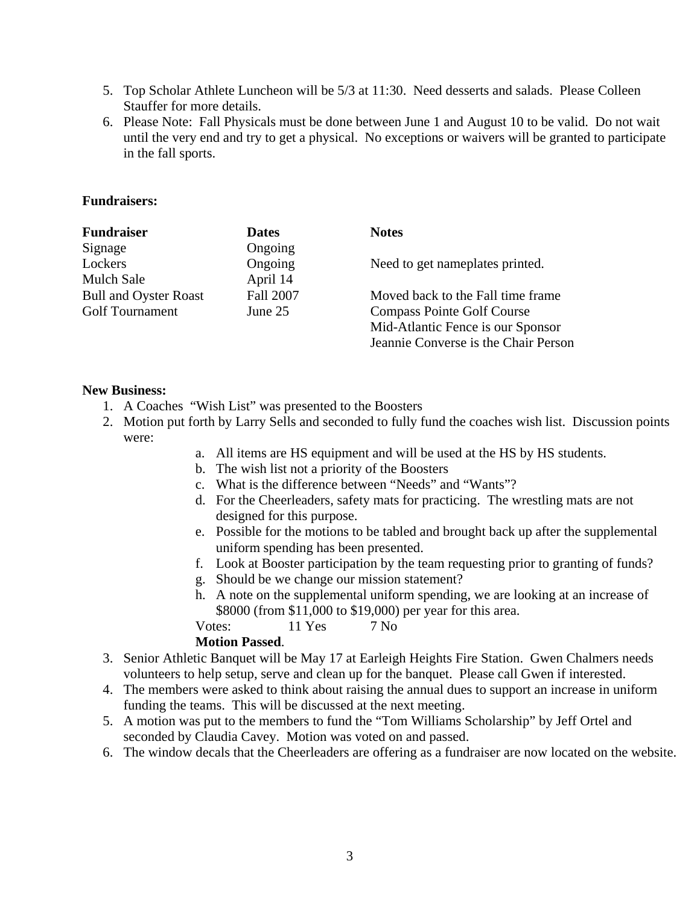5. Top Scholar Athlete Luncheon will be 5/3 at 11:30. Need desserts and salads. Please Colleen Stauffer for more details.
6. Please Note: Fall Physicals must be done between June 1 and August 10 to be valid. Do not wait until the very end and try to get a physical. No exceptions or waivers will be granted to participate in the fall sports.

**Fundraisers:**

| **Fundraiser** | **Dates** | **Notes** |
|---|---|---|
| Signage | Ongoing | |
| Lockers | Ongoing | Need to get nameplates printed. |
| Mulch Sale | April 14 | |
| Bull and Oyster Roast | Fall 2007 | Moved back to the Fall time frame |
| Golf Tournament | June 25 | Compass Pointe Golf Course<br>Mid-Atlantic Fence is our Sponsor<br>Jeannie Converse is the Chair Person |

**New Business:**

1. A Coaches "Wish List" was presented to the Boosters
2. Motion put forth by Larry Sells and seconded to fully fund the coaches wish list. Discussion points were:
    a. All items are HS equipment and will be used at the HS by HS students.
    b. The wish list not a priority of the Boosters
    c. What is the difference between "Needs" and "Wants"?
    d. For the Cheerleaders, safety mats for practicing. The wrestling mats are not designed for this purpose.
    e. Possible for the motions to be tabled and brought back up after the supplemental uniform spending has been presented.
    f. Look at Booster participation by the team requesting prior to granting of funds?
    g. Should be we change our mission statement?
    h. A note on the supplemental uniform spending, we are looking at an increase of $8000 (from $11,000 to $19,000) per year for this area.

    Votes: 11 Yes 7 No

    **Motion Passed**.
3. Senior Athletic Banquet will be May 17 at Earleigh Heights Fire Station. Gwen Chalmers needs volunteers to help setup, serve and clean up for the banquet. Please call Gwen if interested.
4. The members were asked to think about raising the annual dues to support an increase in uniform funding the teams. This will be discussed at the next meeting.
5. A motion was put to the members to fund the "Tom Williams Scholarship" by Jeff Ortel and seconded by Claudia Cavey. Motion was voted on and passed.
6. The window decals that the Cheerleaders are offering as a fundraiser are now located on the website.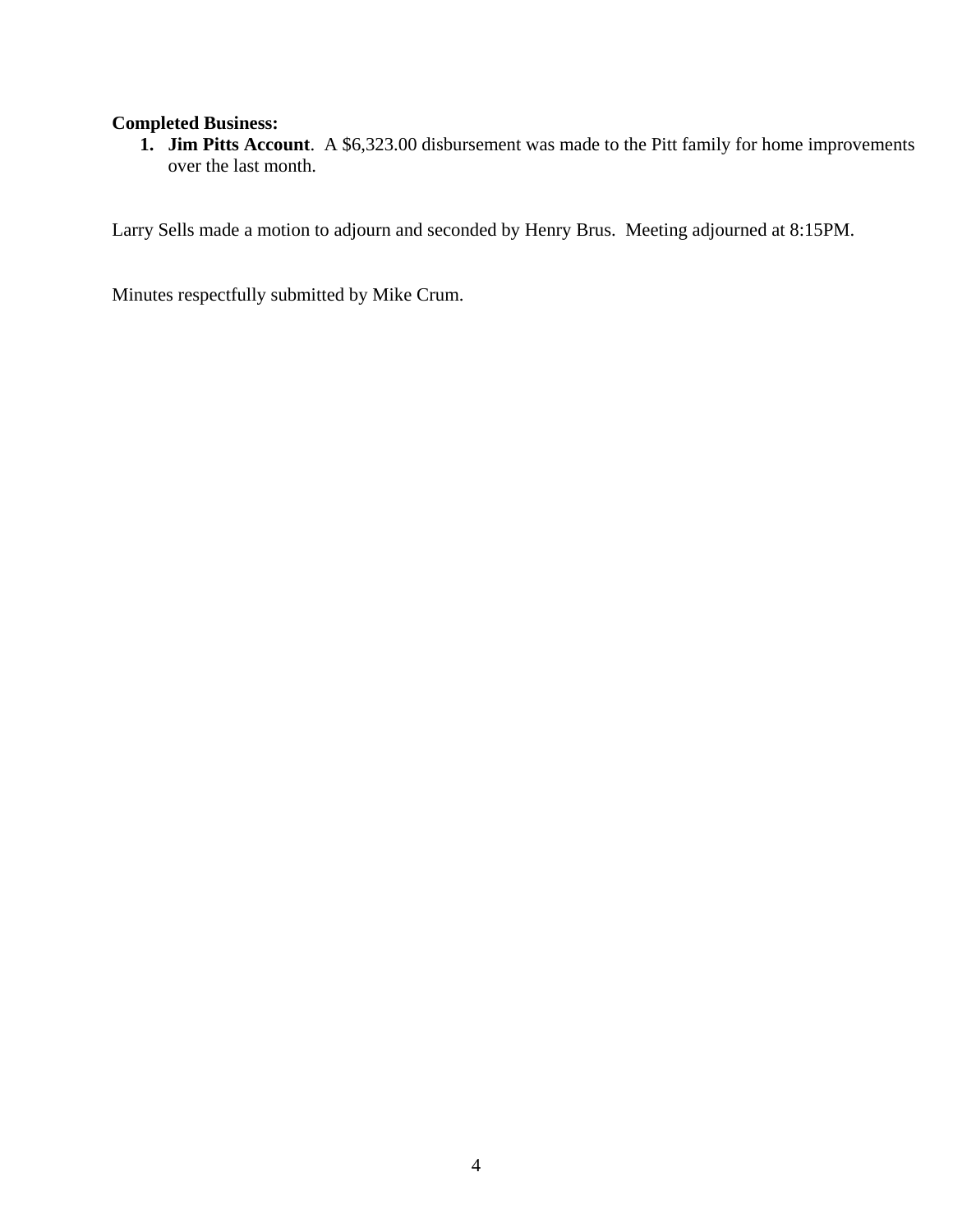**Completed Business:**

1. **Jim Pitts Account**. A $6,323.00 disbursement was made to the Pitt family for home improvements over the last month.

Larry Sells made a motion to adjourn and seconded by Henry Brus. Meeting adjourned at 8:15PM.

Minutes respectfully submitted by Mike Crum.